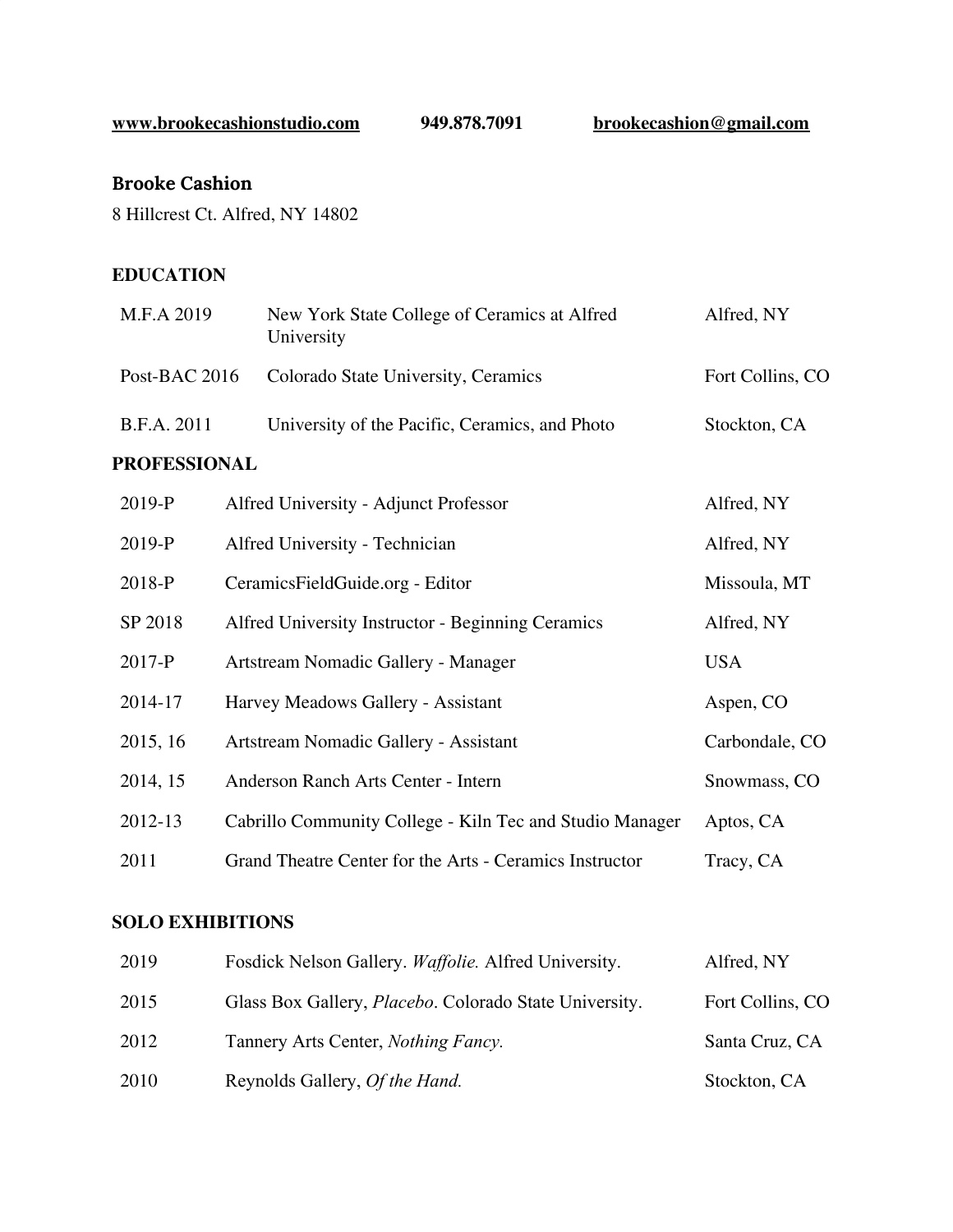**www.brookecashionstudio.com** **949.878.7091** **brookecashion@gmail.com**

## Brooke Cashion

8 Hillcrest Ct. Alfred, NY 14802

### EDUCATION

| | | |
|---|---|---|
| M.F.A 2019 | New York State College of Ceramics at Alfred University | Alfred, NY |
| Post-BAC 2016 | Colorado State University, Ceramics | Fort Collins, CO |
| B.F.A. 2011 | University of the Pacific, Ceramics, and Photo | Stockton, CA |

### PROFESSIONAL

| | | |
|---|---|---|
| 2019-P | Alfred University - Adjunct Professor | Alfred, NY |
| 2019-P | Alfred University - Technician | Alfred, NY |
| 2018-P | CeramicsFieldGuide.org - Editor | Missoula, MT |
| SP 2018 | Alfred University Instructor - Beginning Ceramics | Alfred, NY |
| 2017-P | Artstream Nomadic Gallery - Manager | USA |
| 2014-17 | Harvey Meadows Gallery - Assistant | Aspen, CO |
| 2015, 16 | Artstream Nomadic Gallery - Assistant | Carbondale, CO |
| 2014, 15 | Anderson Ranch Arts Center - Intern | Snowmass, CO |
| 2012-13 | Cabrillo Community College - Kiln Tec and Studio Manager | Aptos, CA |
| 2011 | Grand Theatre Center for the Arts - Ceramics Instructor | Tracy, CA |

### SOLO EXHIBITIONS

| | | |
|---|---|---|
| 2019 | Fosdick Nelson Gallery. *Waffolie.* Alfred University. | Alfred, NY |
| 2015 | Glass Box Gallery, *Placebo*. Colorado State University. | Fort Collins, CO |
| 2012 | Tannery Arts Center, *Nothing Fancy.* | Santa Cruz, CA |
| 2010 | Reynolds Gallery, *Of the Hand.* | Stockton, CA |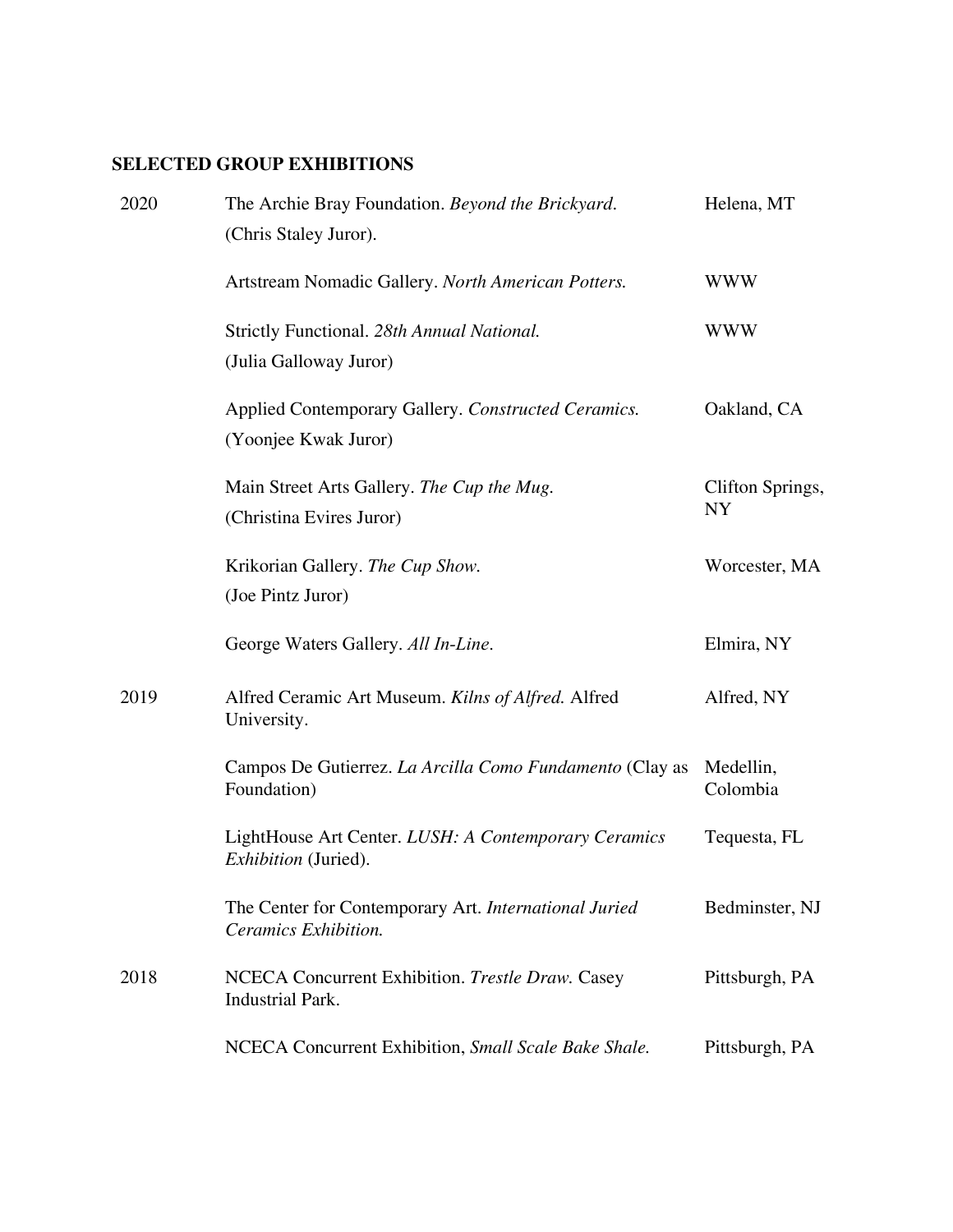## SELECTED GROUP EXHIBITIONS

| | | |
|---|---|---|
| 2020 | The Archie Bray Foundation. *Beyond the Brickyard*. (Chris Staley Juror). | Helena, MT |
| | Artstream Nomadic Gallery. *North American Potters.* | WWW |
| | Strictly Functional. *28th Annual National.* (Julia Galloway Juror) | WWW |
| | Applied Contemporary Gallery. *Constructed Ceramics.* (Yoonjee Kwak Juror) | Oakland, CA |
| | Main Street Arts Gallery. *The Cup the Mug.* (Christina Evires Juror) | Clifton Springs, NY |
| | Krikorian Gallery. *The Cup Show.* (Joe Pintz Juror) | Worcester, MA |
| | George Waters Gallery. *All In-Line*. | Elmira, NY |
| 2019 | Alfred Ceramic Art Museum. *Kilns of Alfred.* Alfred University. | Alfred, NY |
| | Campos De Gutierrez. *La Arcilla Como Fundamento* (Clay as Foundation) | Medellin, Colombia |
| | LightHouse Art Center. *LUSH: A Contemporary Ceramics Exhibition* (Juried). | Tequesta, FL |
| | The Center for Contemporary Art. *International Juried Ceramics Exhibition.* | Bedminster, NJ |
| 2018 | NCECA Concurrent Exhibition. *Trestle Draw.* Casey Industrial Park. | Pittsburgh, PA |
| | NCECA Concurrent Exhibition, *Small Scale Bake Shale.* | Pittsburgh, PA |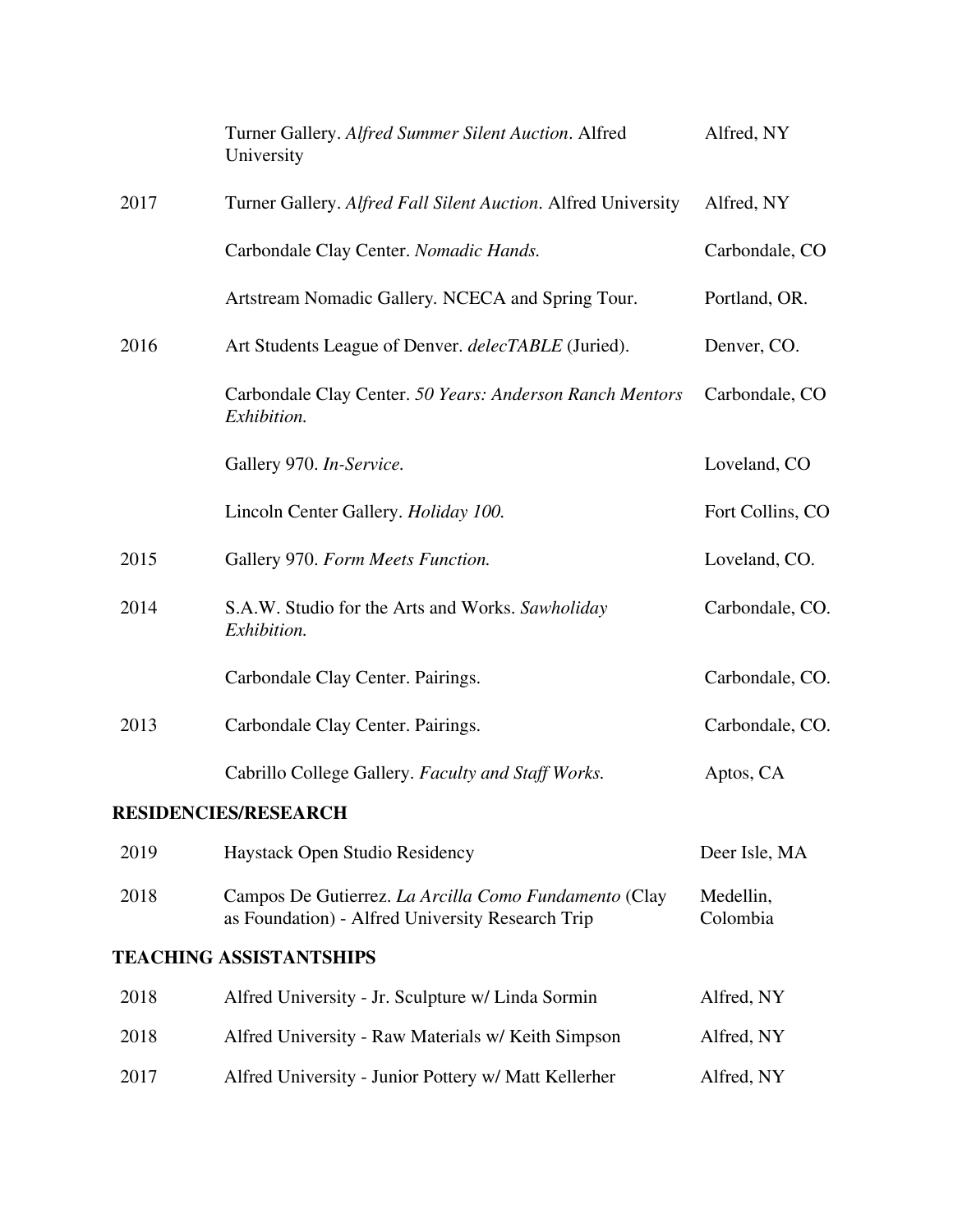| | | |
|---|---|---|
| | Turner Gallery. *Alfred Summer Silent Auction*. Alfred University | Alfred, NY |
| 2017 | Turner Gallery. *Alfred Fall Silent Auction*. Alfred University | Alfred, NY |
| | Carbondale Clay Center. *Nomadic Hands.* | Carbondale, CO |
| | Artstream Nomadic Gallery. NCECA and Spring Tour. | Portland, OR. |
| 2016 | Art Students League of Denver. *delecTABLE* (Juried). | Denver, CO. |
| | Carbondale Clay Center. *50 Years: Anderson Ranch Mentors Exhibition.* | Carbondale, CO |
| | Gallery 970. *In-Service.* | Loveland, CO |
| | Lincoln Center Gallery. *Holiday 100.* | Fort Collins, CO |
| 2015 | Gallery 970. *Form Meets Function.* | Loveland, CO. |
| 2014 | S.A.W. Studio for the Arts and Works. *Sawholiday Exhibition.* | Carbondale, CO. |
| | Carbondale Clay Center. Pairings. | Carbondale, CO. |
| 2013 | Carbondale Clay Center. Pairings. | Carbondale, CO. |
| | Cabrillo College Gallery. *Faculty and Staff Works.* | Aptos, CA |

**RESIDENCIES/RESEARCH**

| | | |
|---|---|---|
| 2019 | Haystack Open Studio Residency | Deer Isle, MA |
| 2018 | Campos De Gutierrez. *La Arcilla Como Fundamento* (Clay as Foundation) - Alfred University Research Trip | Medellin, Colombia |

**TEACHING ASSISTANTSHIPS**

| | | |
|---|---|---|
| 2018 | Alfred University - Jr. Sculpture w/ Linda Sormin | Alfred, NY |
| 2018 | Alfred University - Raw Materials w/ Keith Simpson | Alfred, NY |
| 2017 | Alfred University - Junior Pottery w/ Matt Kellerher | Alfred, NY |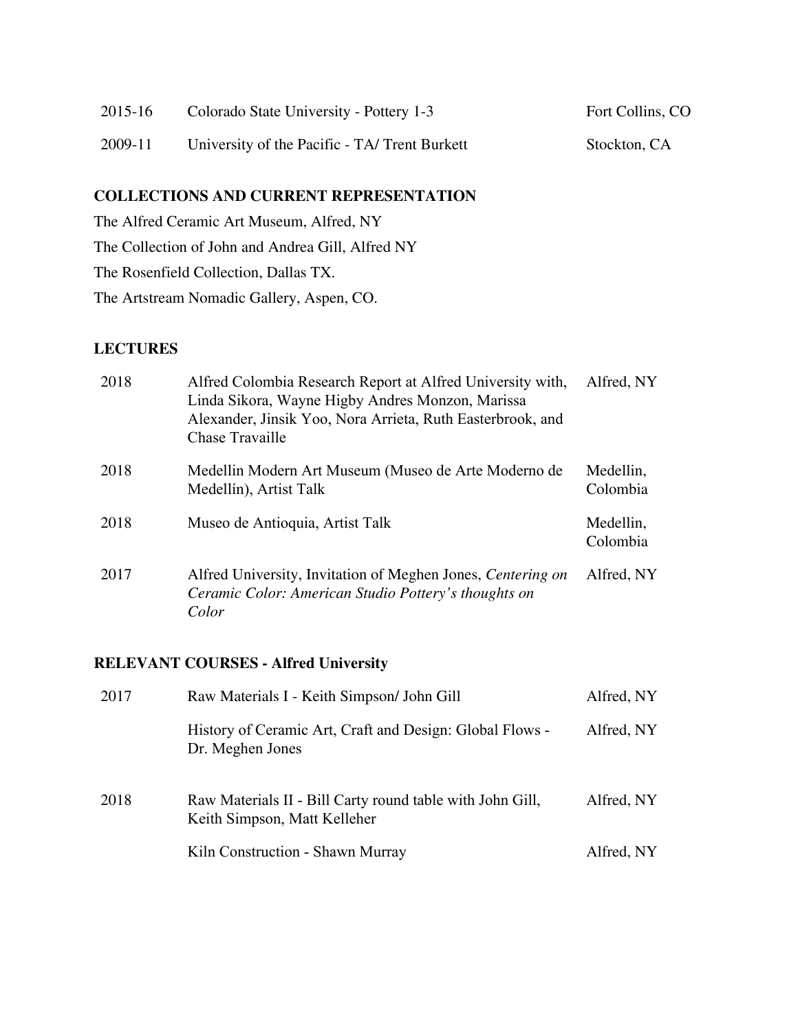| | | |
|---|---|---|
| 2015-16 | Colorado State University - Pottery 1-3 | Fort Collins, CO |
| 2009-11 | University of the Pacific - TA/ Trent Burkett | Stockton, CA |

**COLLECTIONS AND CURRENT REPRESENTATION**

The Alfred Ceramic Art Museum, Alfred, NY

The Collection of John and Andrea Gill, Alfred NY

The Rosenfield Collection, Dallas TX.

The Artstream Nomadic Gallery, Aspen, CO.

**LECTURES**

| | | |
|---|---|---|
| 2018 | Alfred Colombia Research Report at Alfred University with, Linda Sikora, Wayne Higby Andres Monzon, Marissa Alexander, Jinsik Yoo, Nora Arrieta, Ruth Easterbrook, and Chase Travaille | Alfred, NY |
| 2018 | Medellin Modern Art Museum (Museo de Arte Moderno de Medellín), Artist Talk | Medellin, Colombia |
| 2018 | Museo de Antioquia, Artist Talk | Medellin, Colombia |
| 2017 | Alfred University, Invitation of Meghen Jones, *Centering on Ceramic Color: American Studio Pottery's thoughts on Color* | Alfred, NY |

**RELEVANT COURSES - Alfred University**

| | | |
|---|---|---|
| 2017 | Raw Materials I - Keith Simpson/ John Gill | Alfred, NY |
| | History of Ceramic Art, Craft and Design: Global Flows - Dr. Meghen Jones | Alfred, NY |
| 2018 | Raw Materials II - Bill Carty round table with John Gill, Keith Simpson, Matt Kelleher | Alfred, NY |
| | Kiln Construction - Shawn Murray | Alfred, NY |